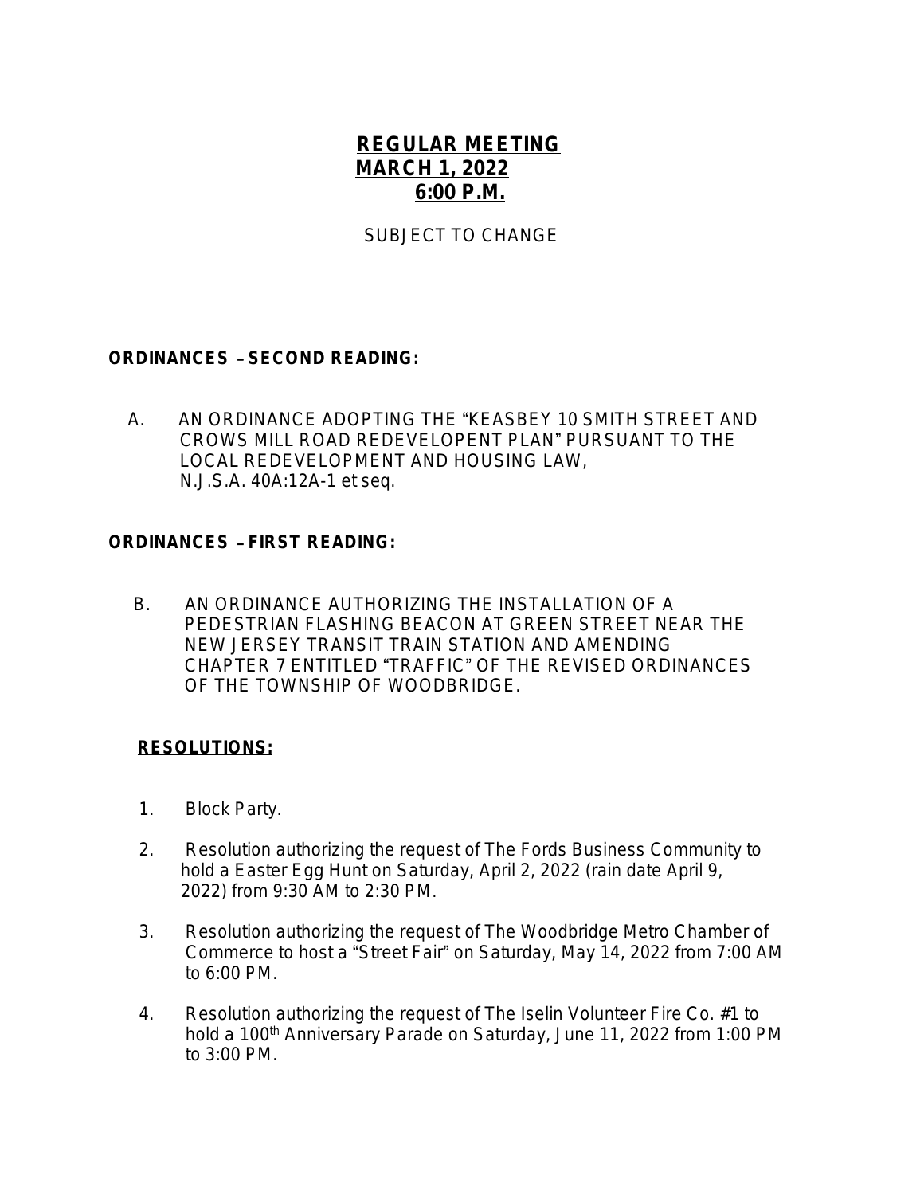# REGULAR MEETING
## MARCH 1, 2022
## 6:00 P.M.

SUBJECT TO CHANGE

**ORDINANCES – SECOND READING:**

A. AN ORDINANCE ADOPTING THE "KEASBEY 10 SMITH STREET AND CROWS MILL ROAD REDEVELOPENT PLAN" PURSUANT TO THE LOCAL REDEVELOPMENT AND HOUSING LAW, N.J.S.A. 40A:12A-1 et seq.

**ORDINANCES – FIRST READING:**

B. AN ORDINANCE AUTHORIZING THE INSTALLATION OF A PEDESTRIAN FLASHING BEACON AT GREEN STREET NEAR THE NEW JERSEY TRANSIT TRAIN STATION AND AMENDING CHAPTER 7 ENTITLED "TRAFFIC" OF THE REVISED ORDINANCES OF THE TOWNSHIP OF WOODBRIDGE.

**RESOLUTIONS:**

1. Block Party.

2. Resolution authorizing the request of The Fords Business Community to hold a Easter Egg Hunt on Saturday, April 2, 2022 (rain date April 9, 2022) from 9:30 AM to 2:30 PM.

3. Resolution authorizing the request of The Woodbridge Metro Chamber of Commerce to host a "Street Fair" on Saturday, May 14, 2022 from 7:00 AM to 6:00 PM.

4. Resolution authorizing the request of The Iselin Volunteer Fire Co. #1 to hold a 100th Anniversary Parade on Saturday, June 11, 2022 from 1:00 PM to 3:00 PM.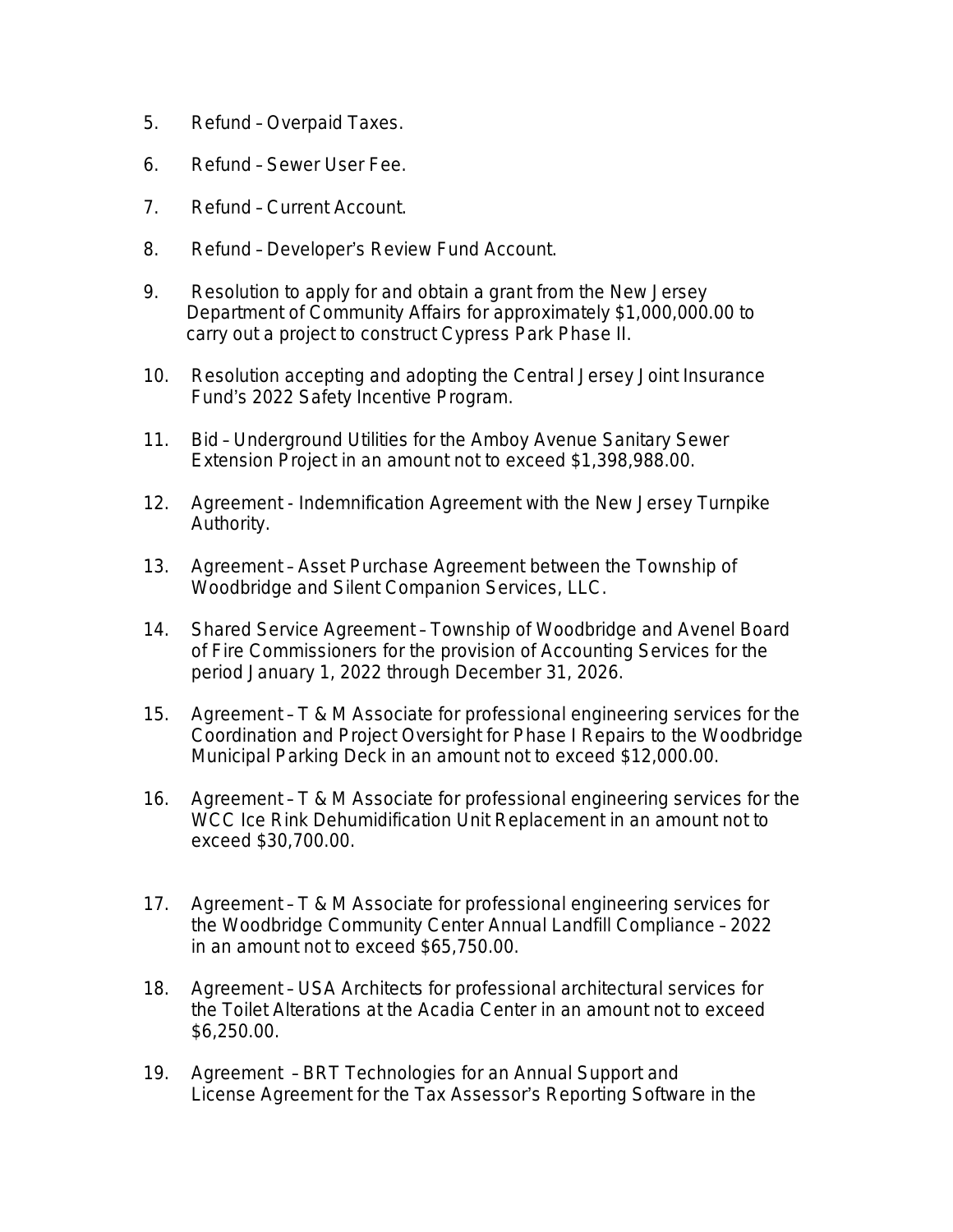5. Refund – Overpaid Taxes.

6. Refund – Sewer User Fee.

7. Refund – Current Account.

8. Refund – Developer's Review Fund Account.

9. Resolution to apply for and obtain a grant from the New Jersey Department of Community Affairs for approximately $1,000,000.00 to carry out a project to construct Cypress Park Phase II.

10. Resolution accepting and adopting the Central Jersey Joint Insurance Fund's 2022 Safety Incentive Program.

11. Bid – Underground Utilities for the Amboy Avenue Sanitary Sewer Extension Project in an amount not to exceed $1,398,988.00.

12. Agreement - Indemnification Agreement with the New Jersey Turnpike Authority.

13. Agreement – Asset Purchase Agreement between the Township of Woodbridge and Silent Companion Services, LLC.

14. Shared Service Agreement – Township of Woodbridge and Avenel Board of Fire Commissioners for the provision of Accounting Services for the period January 1, 2022 through December 31, 2026.

15. Agreement – T & M Associate for professional engineering services for the Coordination and Project Oversight for Phase I Repairs to the Woodbridge Municipal Parking Deck in an amount not to exceed $12,000.00.

16. Agreement – T & M Associate for professional engineering services for the WCC Ice Rink Dehumidification Unit Replacement in an amount not to exceed $30,700.00.

17. Agreement – T & M Associate for professional engineering services for the Woodbridge Community Center Annual Landfill Compliance – 2022 in an amount not to exceed $65,750.00.

18. Agreement – USA Architects for professional architectural services for the Toilet Alterations at the Acadia Center in an amount not to exceed $6,250.00.

19. Agreement – BRT Technologies for an Annual Support and License Agreement for the Tax Assessor's Reporting Software in the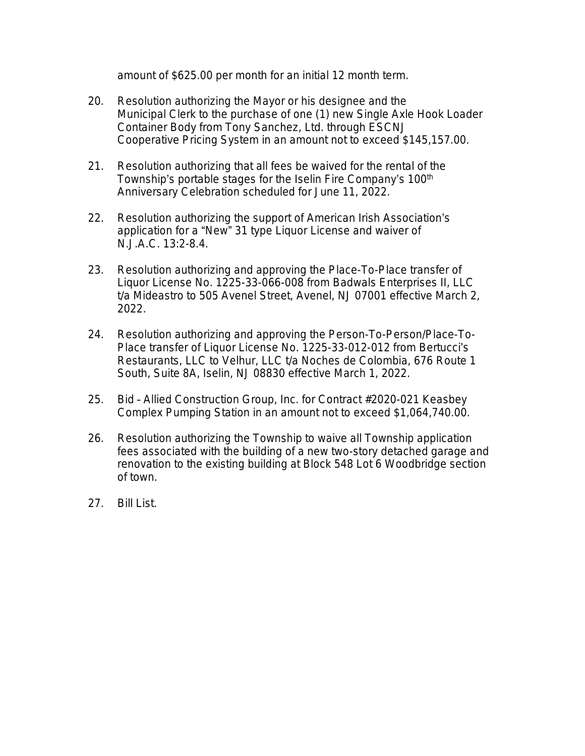amount of $625.00 per month for an initial 12 month term.

20. Resolution authorizing the Mayor or his designee and the Municipal Clerk to the purchase of one (1) new Single Axle Hook Loader Container Body from Tony Sanchez, Ltd. through ESCNJ Cooperative Pricing System in an amount not to exceed $145,157.00.

21. Resolution authorizing that all fees be waived for the rental of the Township's portable stages for the Iselin Fire Company's 100th Anniversary Celebration scheduled for June 11, 2022.

22. Resolution authorizing the support of American Irish Association's application for a "New" 31 type Liquor License and waiver of N.J.A.C. 13:2-8.4.

23. Resolution authorizing and approving the Place-To-Place transfer of Liquor License No. 1225-33-066-008 from Badwals Enterprises II, LLC t/a Mideastro to 505 Avenel Street, Avenel, NJ 07001 effective March 2, 2022.

24. Resolution authorizing and approving the Person-To-Person/Place-To-Place transfer of Liquor License No. 1225-33-012-012 from Bertucci's Restaurants, LLC to Velhur, LLC t/a Noches de Colombia, 676 Route 1 South, Suite 8A, Iselin, NJ 08830 effective March 1, 2022.

25. Bid – Allied Construction Group, Inc. for Contract #2020-021 Keasbey Complex Pumping Station in an amount not to exceed $1,064,740.00.

26. Resolution authorizing the Township to waive all Township application fees associated with the building of a new two-story detached garage and renovation to the existing building at Block 548 Lot 6 Woodbridge section of town.

27. Bill List.